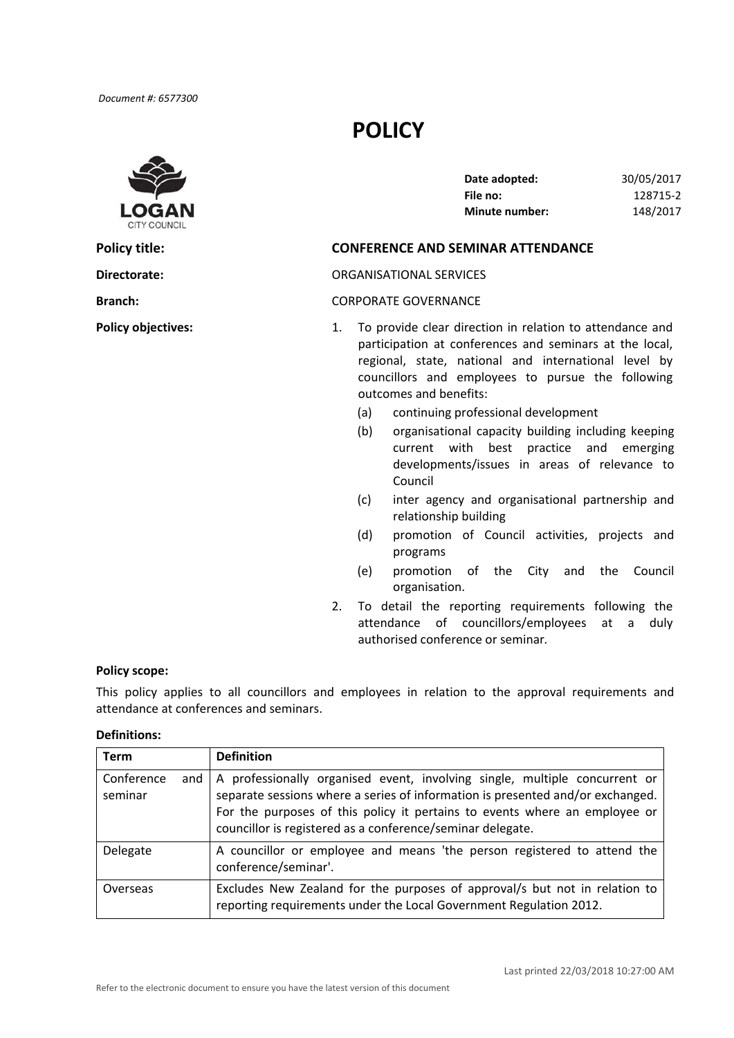*Document #: 6577300*

# POLICY

| | |
|---|---|
| **Date adopted:** | 30/05/2017 |
| **File no:** | 128715-2 |
| **Minute number:** | 148/2017 |

**Policy title:** **CONFERENCE AND SEMINAR ATTENDANCE**

**Directorate:** ORGANISATIONAL SERVICES

**Branch:** CORPORATE GOVERNANCE

**Policy objectives:**

1. To provide clear direction in relation to attendance and participation at conferences and seminars at the local, regional, state, national and international level by councillors and employees to pursue the following outcomes and benefits:
   - (a) continuing professional development
   - (b) organisational capacity building including keeping current with best practice and emerging developments/issues in areas of relevance to Council
   - (c) inter agency and organisational partnership and relationship building
   - (d) promotion of Council activities, projects and programs
   - (e) promotion of the City and the Council organisation.
2. To detail the reporting requirements following the attendance of councillors/employees at a duly authorised conference or seminar.

**Policy scope:**

This policy applies to all councillors and employees in relation to the approval requirements and attendance at conferences and seminars.

**Definitions:**

| Term | Definition |
|---|---|
| Conference and seminar | A professionally organised event, involving single, multiple concurrent or separate sessions where a series of information is presented and/or exchanged. For the purposes of this policy it pertains to events where an employee or councillor is registered as a conference/seminar delegate. |
| Delegate | A councillor or employee and means 'the person registered to attend the conference/seminar'. |
| Overseas | Excludes New Zealand for the purposes of approval/s but not in relation to reporting requirements under the Local Government Regulation 2012. |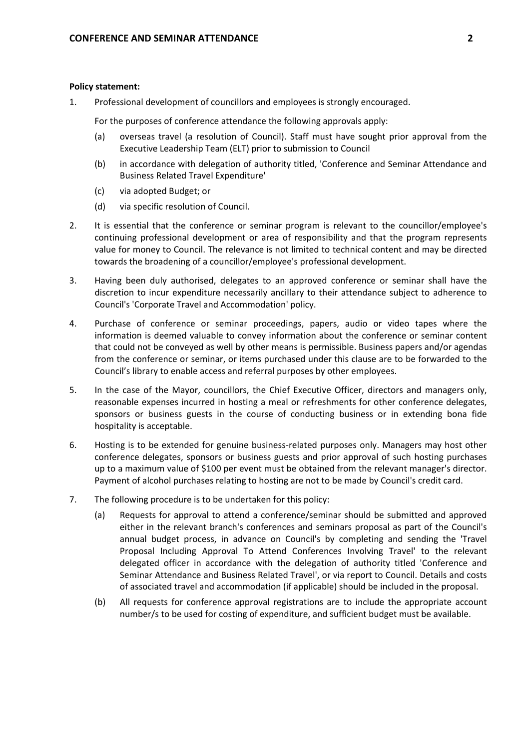**Policy statement:**

1. Professional development of councillors and employees is strongly encouraged.

   For the purposes of conference attendance the following approvals apply:

   (a) overseas travel (a resolution of Council). Staff must have sought prior approval from the Executive Leadership Team (ELT) prior to submission to Council

   (b) in accordance with delegation of authority titled, 'Conference and Seminar Attendance and Business Related Travel Expenditure'

   (c) via adopted Budget; or

   (d) via specific resolution of Council.

2. It is essential that the conference or seminar program is relevant to the councillor/employee's continuing professional development or area of responsibility and that the program represents value for money to Council. The relevance is not limited to technical content and may be directed towards the broadening of a councillor/employee's professional development.

3. Having been duly authorised, delegates to an approved conference or seminar shall have the discretion to incur expenditure necessarily ancillary to their attendance subject to adherence to Council's 'Corporate Travel and Accommodation' policy.

4. Purchase of conference or seminar proceedings, papers, audio or video tapes where the information is deemed valuable to convey information about the conference or seminar content that could not be conveyed as well by other means is permissible. Business papers and/or agendas from the conference or seminar, or items purchased under this clause are to be forwarded to the Council's library to enable access and referral purposes by other employees.

5. In the case of the Mayor, councillors, the Chief Executive Officer, directors and managers only, reasonable expenses incurred in hosting a meal or refreshments for other conference delegates, sponsors or business guests in the course of conducting business or in extending bona fide hospitality is acceptable.

6. Hosting is to be extended for genuine business-related purposes only. Managers may host other conference delegates, sponsors or business guests and prior approval of such hosting purchases up to a maximum value of $100 per event must be obtained from the relevant manager's director. Payment of alcohol purchases relating to hosting are not to be made by Council's credit card.

7. The following procedure is to be undertaken for this policy:

   (a) Requests for approval to attend a conference/seminar should be submitted and approved either in the relevant branch's conferences and seminars proposal as part of the Council's annual budget process, in advance on Council's by completing and sending the 'Travel Proposal Including Approval To Attend Conferences Involving Travel' to the relevant delegated officer in accordance with the delegation of authority titled 'Conference and Seminar Attendance and Business Related Travel', or via report to Council. Details and costs of associated travel and accommodation (if applicable) should be included in the proposal.

   (b) All requests for conference approval registrations are to include the appropriate account number/s to be used for costing of expenditure, and sufficient budget must be available.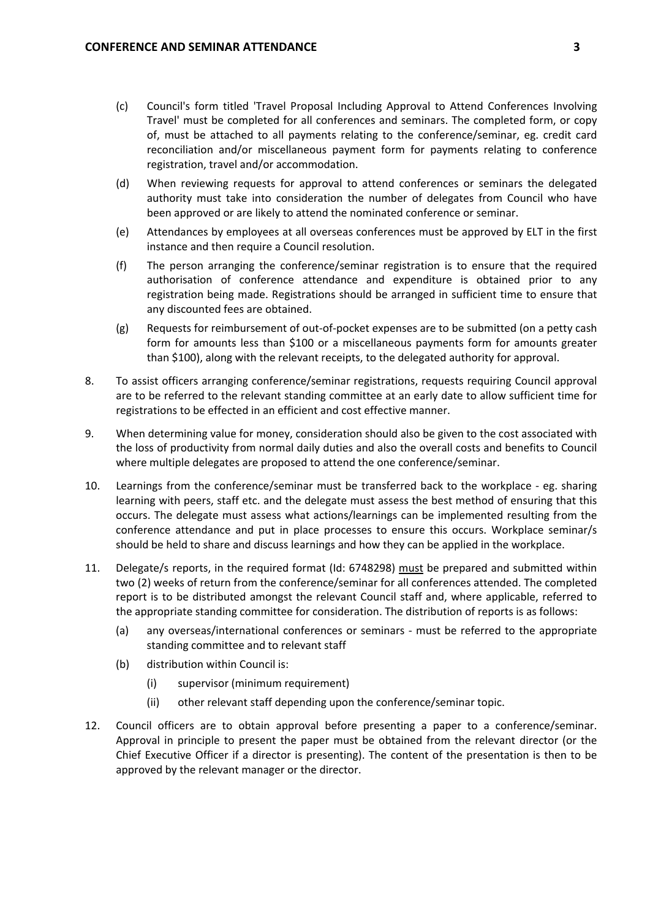(c) Council's form titled 'Travel Proposal Including Approval to Attend Conferences Involving Travel' must be completed for all conferences and seminars. The completed form, or copy of, must be attached to all payments relating to the conference/seminar, eg. credit card reconciliation and/or miscellaneous payment form for payments relating to conference registration, travel and/or accommodation.

(d) When reviewing requests for approval to attend conferences or seminars the delegated authority must take into consideration the number of delegates from Council who have been approved or are likely to attend the nominated conference or seminar.

(e) Attendances by employees at all overseas conferences must be approved by ELT in the first instance and then require a Council resolution.

(f) The person arranging the conference/seminar registration is to ensure that the required authorisation of conference attendance and expenditure is obtained prior to any registration being made. Registrations should be arranged in sufficient time to ensure that any discounted fees are obtained.

(g) Requests for reimbursement of out-of-pocket expenses are to be submitted (on a petty cash form for amounts less than $100 or a miscellaneous payments form for amounts greater than $100), along with the relevant receipts, to the delegated authority for approval.

8. To assist officers arranging conference/seminar registrations, requests requiring Council approval are to be referred to the relevant standing committee at an early date to allow sufficient time for registrations to be effected in an efficient and cost effective manner.

9. When determining value for money, consideration should also be given to the cost associated with the loss of productivity from normal daily duties and also the overall costs and benefits to Council where multiple delegates are proposed to attend the one conference/seminar.

10. Learnings from the conference/seminar must be transferred back to the workplace - eg. sharing learning with peers, staff etc. and the delegate must assess the best method of ensuring that this occurs. The delegate must assess what actions/learnings can be implemented resulting from the conference attendance and put in place processes to ensure this occurs. Workplace seminar/s should be held to share and discuss learnings and how they can be applied in the workplace.

11. Delegate/s reports, in the required format (Id: 6748298) <u>must</u> be prepared and submitted within two (2) weeks of return from the conference/seminar for all conferences attended. The completed report is to be distributed amongst the relevant Council staff and, where applicable, referred to the appropriate standing committee for consideration. The distribution of reports is as follows:

    (a) any overseas/international conferences or seminars - must be referred to the appropriate standing committee and to relevant staff

    (b) distribution within Council is:

        (i) supervisor (minimum requirement)

        (ii) other relevant staff depending upon the conference/seminar topic.

12. Council officers are to obtain approval before presenting a paper to a conference/seminar. Approval in principle to present the paper must be obtained from the relevant director (or the Chief Executive Officer if a director is presenting). The content of the presentation is then to be approved by the relevant manager or the director.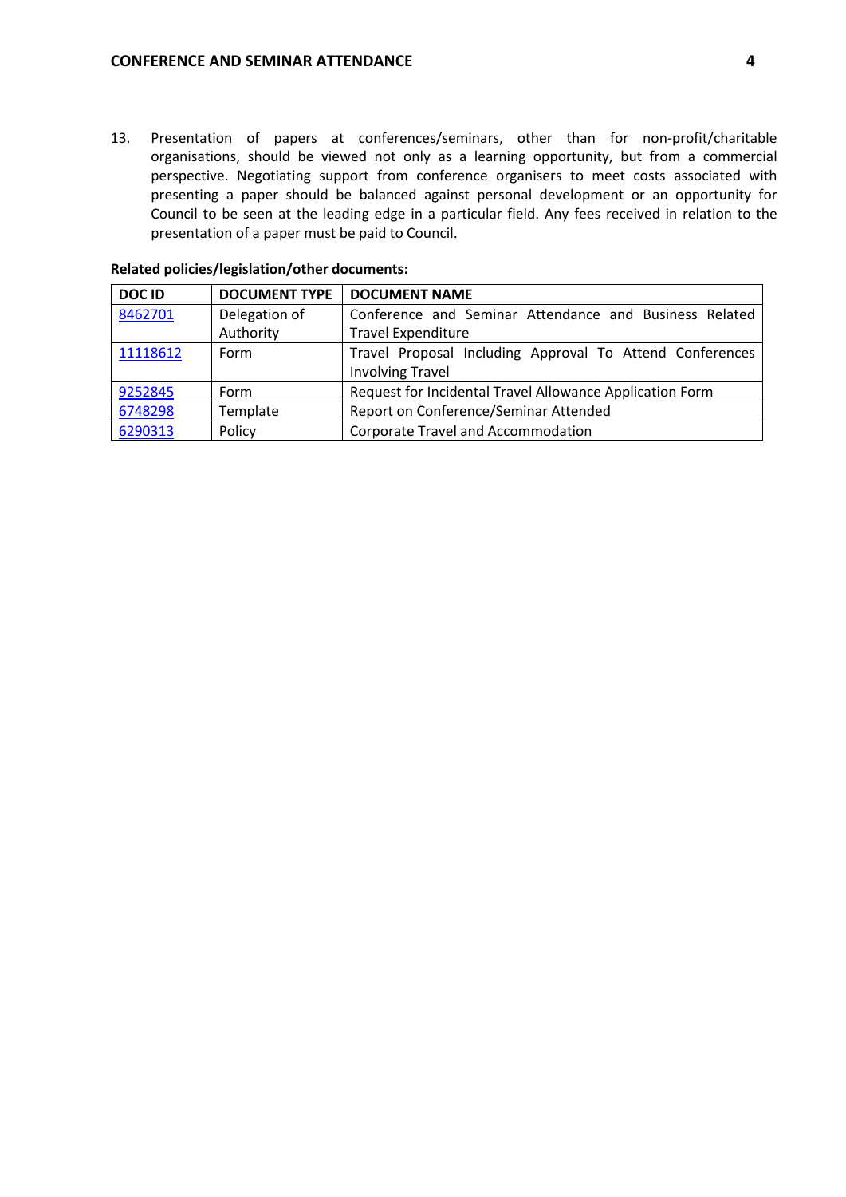13. Presentation of papers at conferences/seminars, other than for non-profit/charitable organisations, should be viewed not only as a learning opportunity, but from a commercial perspective. Negotiating support from conference organisers to meet costs associated with presenting a paper should be balanced against personal development or an opportunity for Council to be seen at the leading edge in a particular field. Any fees received in relation to the presentation of a paper must be paid to Council.

**Related policies/legislation/other documents:**

| DOC ID | DOCUMENT TYPE | DOCUMENT NAME |
|---|---|---|
| 8462701 | Delegation of Authority | Conference and Seminar Attendance and Business Related Travel Expenditure |
| 11118612 | Form | Travel Proposal Including Approval To Attend Conferences Involving Travel |
| 9252845 | Form | Request for Incidental Travel Allowance Application Form |
| 6748298 | Template | Report on Conference/Seminar Attended |
| 6290313 | Policy | Corporate Travel and Accommodation |